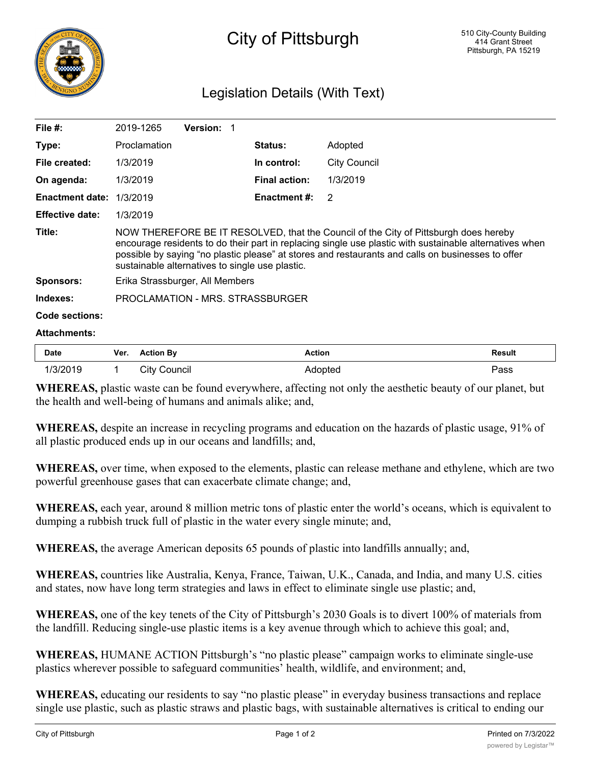# City of Pittsburgh

510 City-County Building
414 Grant Street
Pittsburgh, PA 15219

## Legislation Details (With Text)

**File #:** 2019-1265 **Version:** 1

**Type:** Proclamation **Status:** Adopted

**File created:** 1/3/2019 **In control:** City Council

**On agenda:** 1/3/2019 **Final action:** 1/3/2019

**Enactment date:** 1/3/2019 **Enactment #:** 2

**Effective date:** 1/3/2019

**Title:** NOW THEREFORE BE IT RESOLVED, that the Council of the City of Pittsburgh does hereby encourage residents to do their part in replacing single use plastic with sustainable alternatives when possible by saying "no plastic please" at stores and restaurants and calls on businesses to offer sustainable alternatives to single use plastic.

**Sponsors:** Erika Strassburger, All Members

**Indexes:** PROCLAMATION - MRS. STRASSBURGER

**Code sections:**

**Attachments:**

| Date | Ver. | Action By | Action | Result |
|---|---|---|---|---|
| 1/3/2019 | 1 | City Council | Adopted | Pass |

**WHEREAS,** plastic waste can be found everywhere, affecting not only the aesthetic beauty of our planet, but the health and well-being of humans and animals alike; and,

**WHEREAS,** despite an increase in recycling programs and education on the hazards of plastic usage, 91% of all plastic produced ends up in our oceans and landfills; and,

**WHEREAS,** over time, when exposed to the elements, plastic can release methane and ethylene, which are two powerful greenhouse gases that can exacerbate climate change; and,

**WHEREAS,** each year, around 8 million metric tons of plastic enter the world's oceans, which is equivalent to dumping a rubbish truck full of plastic in the water every single minute; and,

**WHEREAS,** the average American deposits 65 pounds of plastic into landfills annually; and,

**WHEREAS,** countries like Australia, Kenya, France, Taiwan, U.K., Canada, and India, and many U.S. cities and states, now have long term strategies and laws in effect to eliminate single use plastic; and,

**WHEREAS,** one of the key tenets of the City of Pittsburgh's 2030 Goals is to divert 100% of materials from the landfill. Reducing single-use plastic items is a key avenue through which to achieve this goal; and,

**WHEREAS,** HUMANE ACTION Pittsburgh's "no plastic please" campaign works to eliminate single-use plastics wherever possible to safeguard communities' health, wildlife, and environment; and,

**WHEREAS,** educating our residents to say "no plastic please" in everyday business transactions and replace single use plastic, such as plastic straws and plastic bags, with sustainable alternatives is critical to ending our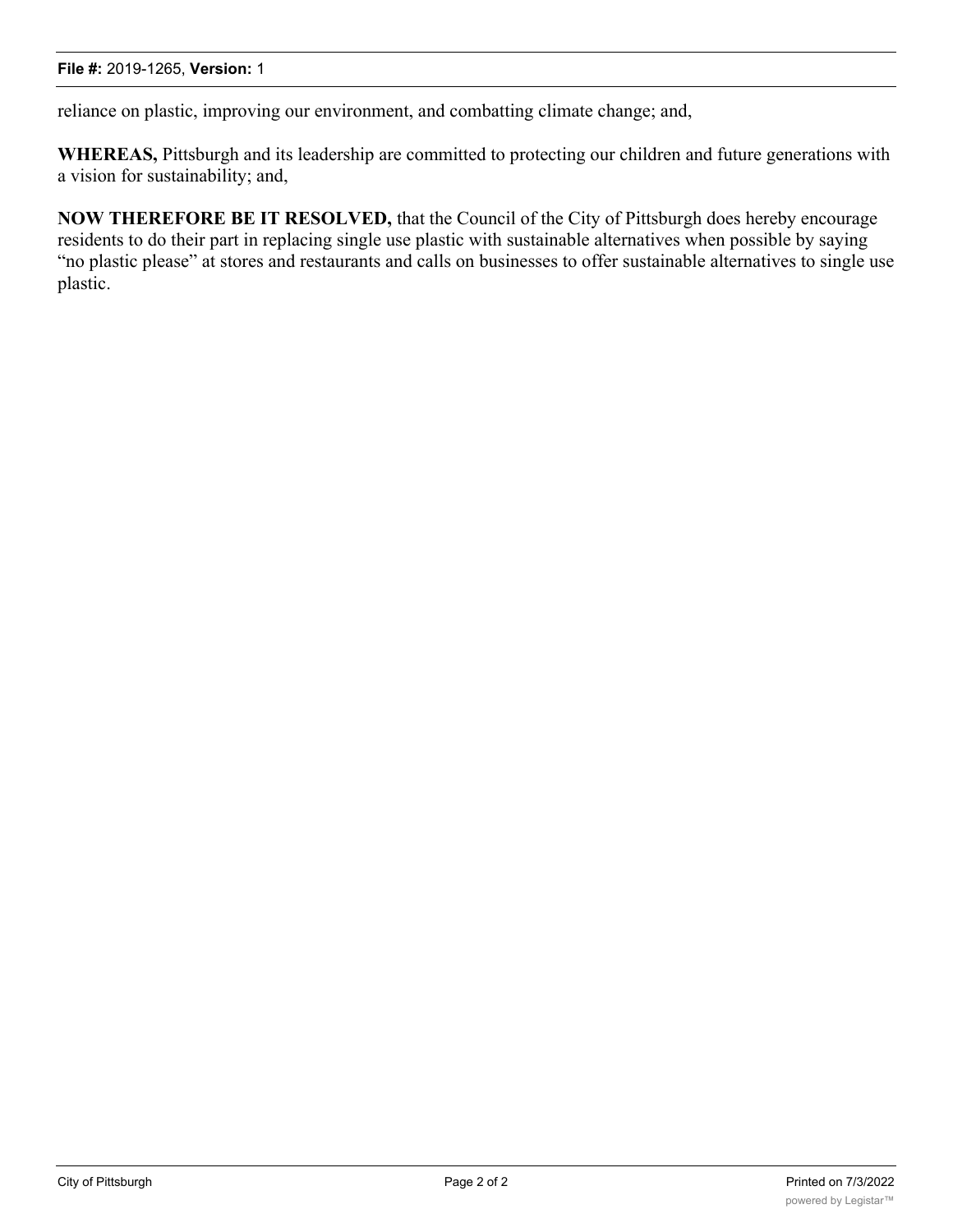reliance on plastic, improving our environment, and combatting climate change; and,

**WHEREAS,** Pittsburgh and its leadership are committed to protecting our children and future generations with a vision for sustainability; and,

**NOW THEREFORE BE IT RESOLVED,** that the Council of the City of Pittsburgh does hereby encourage residents to do their part in replacing single use plastic with sustainable alternatives when possible by saying "no plastic please" at stores and restaurants and calls on businesses to offer sustainable alternatives to single use plastic.